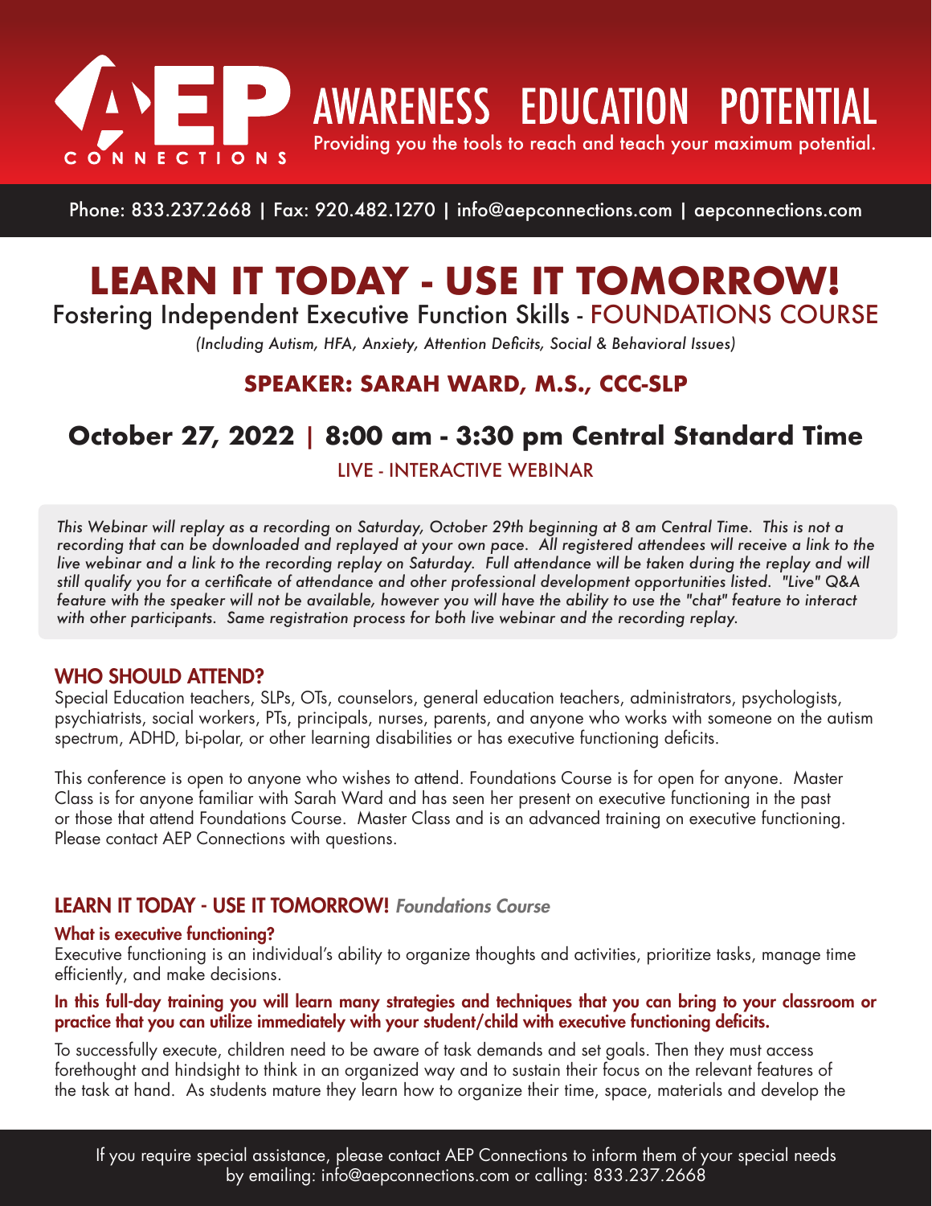# AEP CONNECTIONS

## AWARENESS EDUCATION POTENTIAL

Providing you the tools to reach and teach your maximum potential.

Phone: 833.237.2668 | Fax: 920.482.1270 | info@aepconnections.com | aepconnections.com

# LEARN IT TODAY - USE IT TOMORROW!

## Fostering Independent Executive Function Skills - FOUNDATIONS COURSE

*(Including Autism, HFA, Anxiety, Attention Deficits, Social & Behavioral Issues)*

### SPEAKER: SARAH WARD, M.S., CCC-SLP

## October 27, 2022 | 8:00 am - 3:30 pm Central Standard Time

LIVE - INTERACTIVE WEBINAR

*This Webinar will replay as a recording on Saturday, October 29th beginning at 8 am Central Time. This is not a recording that can be downloaded and replayed at your own pace. All registered attendees will receive a link to the live webinar and a link to the recording replay on Saturday. Full attendance will be taken during the replay and will still qualify you for a certificate of attendance and other professional development opportunities listed. "Live" Q&A feature with the speaker will not be available, however you will have the ability to use the "chat" feature to interact with other participants. Same registration process for both live webinar and the recording replay.*

### WHO SHOULD ATTEND?

Special Education teachers, SLPs, OTs, counselors, general education teachers, administrators, psychologists, psychiatrists, social workers, PTs, principals, nurses, parents, and anyone who works with someone on the autism spectrum, ADHD, bi-polar, or other learning disabilities or has executive functioning deficits.

This conference is open to anyone who wishes to attend. Foundations Course is for open for anyone. Master Class is for anyone familiar with Sarah Ward and has seen her present on executive functioning in the past or those that attend Foundations Course. Master Class and is an advanced training on executive functioning. Please contact AEP Connections with questions.

### LEARN IT TODAY - USE IT TOMORROW! *Foundations Course*

**What is executive functioning?**

Executive functioning is an individual's ability to organize thoughts and activities, prioritize tasks, manage time efficiently, and make decisions.

**In this full-day training you will learn many strategies and techniques that you can bring to your classroom or practice that you can utilize immediately with your student/child with executive functioning deficits.**

To successfully execute, children need to be aware of task demands and set goals. Then they must access forethought and hindsight to think in an organized way and to sustain their focus on the relevant features of the task at hand. As students mature they learn how to organize their time, space, materials and develop the

If you require special assistance, please contact AEP Connections to inform them of your special needs by emailing: info@aepconnections.com or calling: 833.237.2668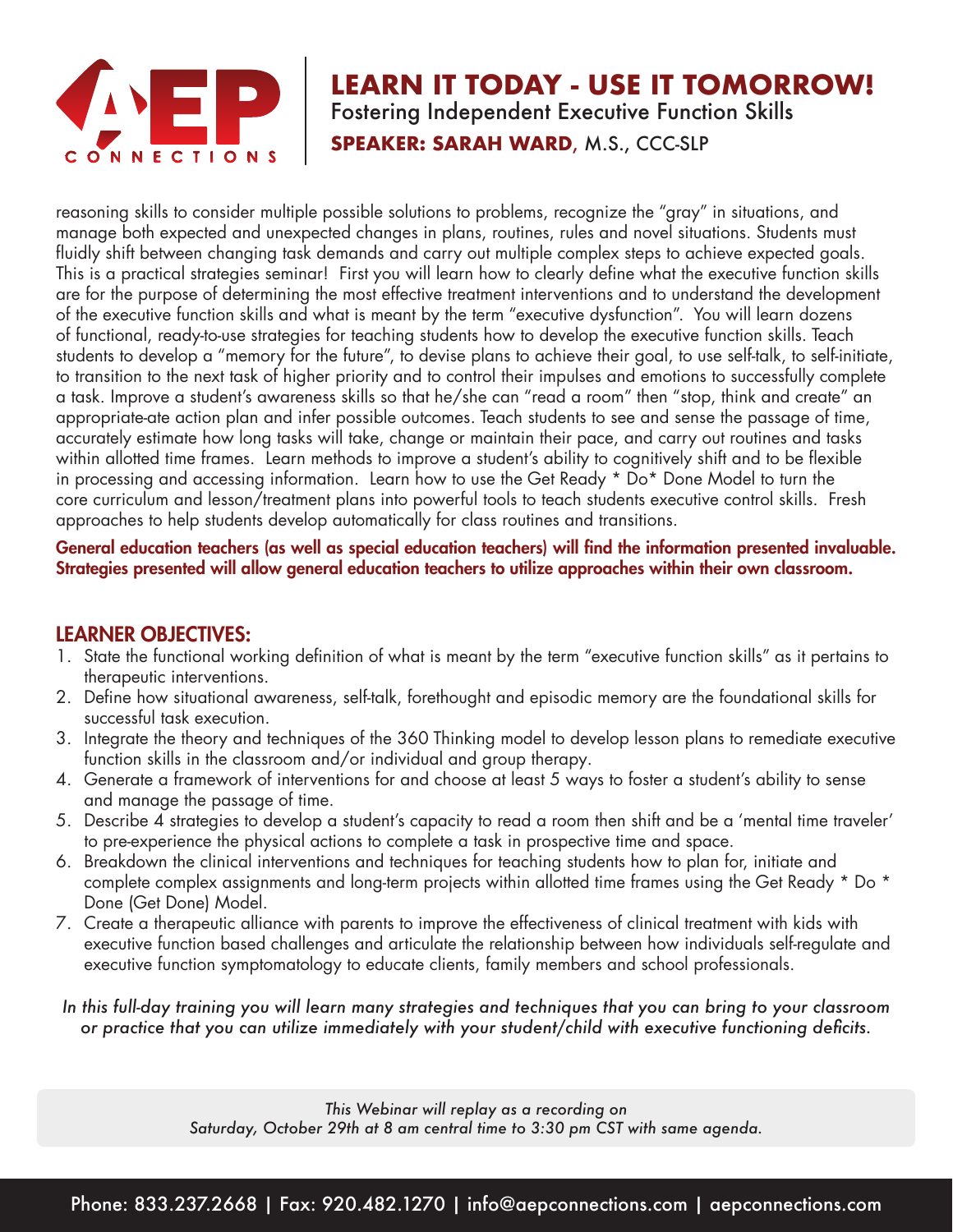reasoning skills to consider multiple possible solutions to problems, recognize the "gray" in situations, and manage both expected and unexpected changes in plans, routines, rules and novel situations. Students must fluidly shift between changing task demands and carry out multiple complex steps to achieve expected goals. This is a practical strategies seminar! First you will learn how to clearly define what the executive function skills are for the purpose of determining the most effective treatment interventions and to understand the development of the executive function skills and what is meant by the term "executive dysfunction". You will learn dozens of functional, ready-to-use strategies for teaching students how to develop the executive function skills. Teach students to develop a "memory for the future", to devise plans to achieve their goal, to use self-talk, to self-initiate, to transition to the next task of higher priority and to control their impulses and emotions to successfully complete a task. Improve a student's awareness skills so that he/she can "read a room" then "stop, think and create" an appropriate-ate action plan and infer possible outcomes. Teach students to see and sense the passage of time, accurately estimate how long tasks will take, change or maintain their pace, and carry out routines and tasks within allotted time frames. Learn methods to improve a student's ability to cognitively shift and to be flexible in processing and accessing information. Learn how to use the Get Ready * Do* Done Model to turn the core curriculum and lesson/treatment plans into powerful tools to teach students executive control skills. Fresh approaches to help students develop automatically for class routines and transitions.

**General education teachers (as well as special education teachers) will find the information presented invaluable. Strategies presented will allow general education teachers to utilize approaches within their own classroom.**

## LEARNER OBJECTIVES:

1. State the functional working definition of what is meant by the term "executive function skills" as it pertains to therapeutic interventions.
2. Define how situational awareness, self-talk, forethought and episodic memory are the foundational skills for successful task execution.
3. Integrate the theory and techniques of the 360 Thinking model to develop lesson plans to remediate executive function skills in the classroom and/or individual and group therapy.
4. Generate a framework of interventions for and choose at least 5 ways to foster a student's ability to sense and manage the passage of time.
5. Describe 4 strategies to develop a student's capacity to read a room then shift and be a 'mental time traveler' to pre-experience the physical actions to complete a task in prospective time and space.
6. Breakdown the clinical interventions and techniques for teaching students how to plan for, initiate and complete complex assignments and long-term projects within allotted time frames using the Get Ready * Do * Done (Get Done) Model.
7. Create a therapeutic alliance with parents to improve the effectiveness of clinical treatment with kids with executive function based challenges and articulate the relationship between how individuals self-regulate and executive function symptomatology to educate clients, family members and school professionals.

*In this full-day training you will learn many strategies and techniques that you can bring to your classroom or practice that you can utilize immediately with your student/child with executive functioning deficits.*

*This Webinar will replay as a recording on Saturday, October 29th at 8 am central time to 3:30 pm CST with same agenda.*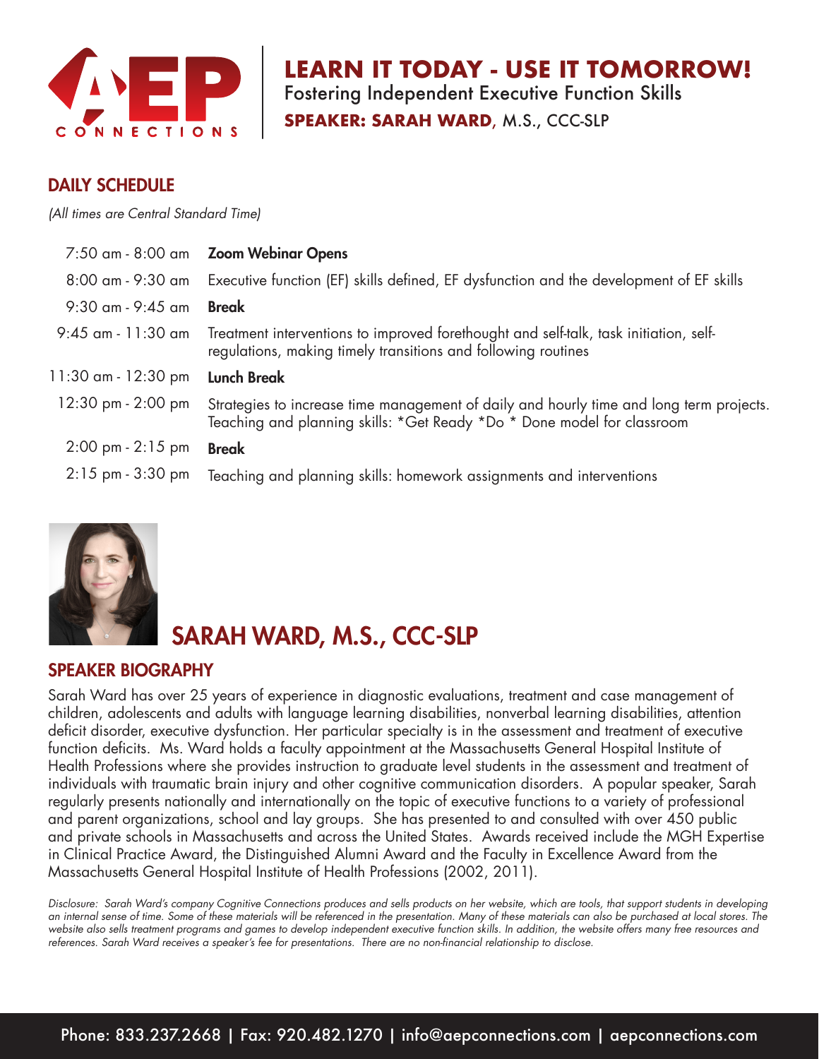# LEARN IT TODAY - USE IT TOMORROW!

Fostering Independent Executive Function Skills

**SPEAKER: SARAH WARD**, M.S., CCC-SLP

## DAILY SCHEDULE

*(All times are Central Standard Time)*

| | |
|---|---|
| 7:50 am - 8:00 am | **Zoom Webinar Opens** |
| 8:00 am - 9:30 am | Executive function (EF) skills defined, EF dysfunction and the development of EF skills |
| 9:30 am - 9:45 am | **Break** |
| 9:45 am - 11:30 am | Treatment interventions to improved forethought and self-talk, task initiation, self-regulations, making timely transitions and following routines |
| 11:30 am - 12:30 pm | **Lunch Break** |
| 12:30 pm - 2:00 pm | Strategies to increase time management of daily and hourly time and long term projects. Teaching and planning skills: *Get Ready *Do * Done model for classroom |
| 2:00 pm - 2:15 pm | **Break** |
| 2:15 pm - 3:30 pm | Teaching and planning skills: homework assignments and interventions |

## SARAH WARD, M.S., CCC-SLP

## SPEAKER BIOGRAPHY

Sarah Ward has over 25 years of experience in diagnostic evaluations, treatment and case management of children, adolescents and adults with language learning disabilities, nonverbal learning disabilities, attention deficit disorder, executive dysfunction. Her particular specialty is in the assessment and treatment of executive function deficits. Ms. Ward holds a faculty appointment at the Massachusetts General Hospital Institute of Health Professions where she provides instruction to graduate level students in the assessment and treatment of individuals with traumatic brain injury and other cognitive communication disorders. A popular speaker, Sarah regularly presents nationally and internationally on the topic of executive functions to a variety of professional and parent organizations, school and lay groups. She has presented to and consulted with over 450 public and private schools in Massachusetts and across the United States. Awards received include the MGH Expertise in Clinical Practice Award, the Distinguished Alumni Award and the Faculty in Excellence Award from the Massachusetts General Hospital Institute of Health Professions (2002, 2011).

*Disclosure: Sarah Ward's company Cognitive Connections produces and sells products on her website, which are tools, that support students in developing an internal sense of time. Some of these materials will be referenced in the presentation. Many of these materials can also be purchased at local stores. The website also sells treatment programs and games to develop independent executive function skills. In addition, the website offers many free resources and references. Sarah Ward receives a speaker's fee for presentations. There are no non-financial relationship to disclose.*

Phone: 833.237.2668 | Fax: 920.482.1270 | info@aepconnections.com | aepconnections.com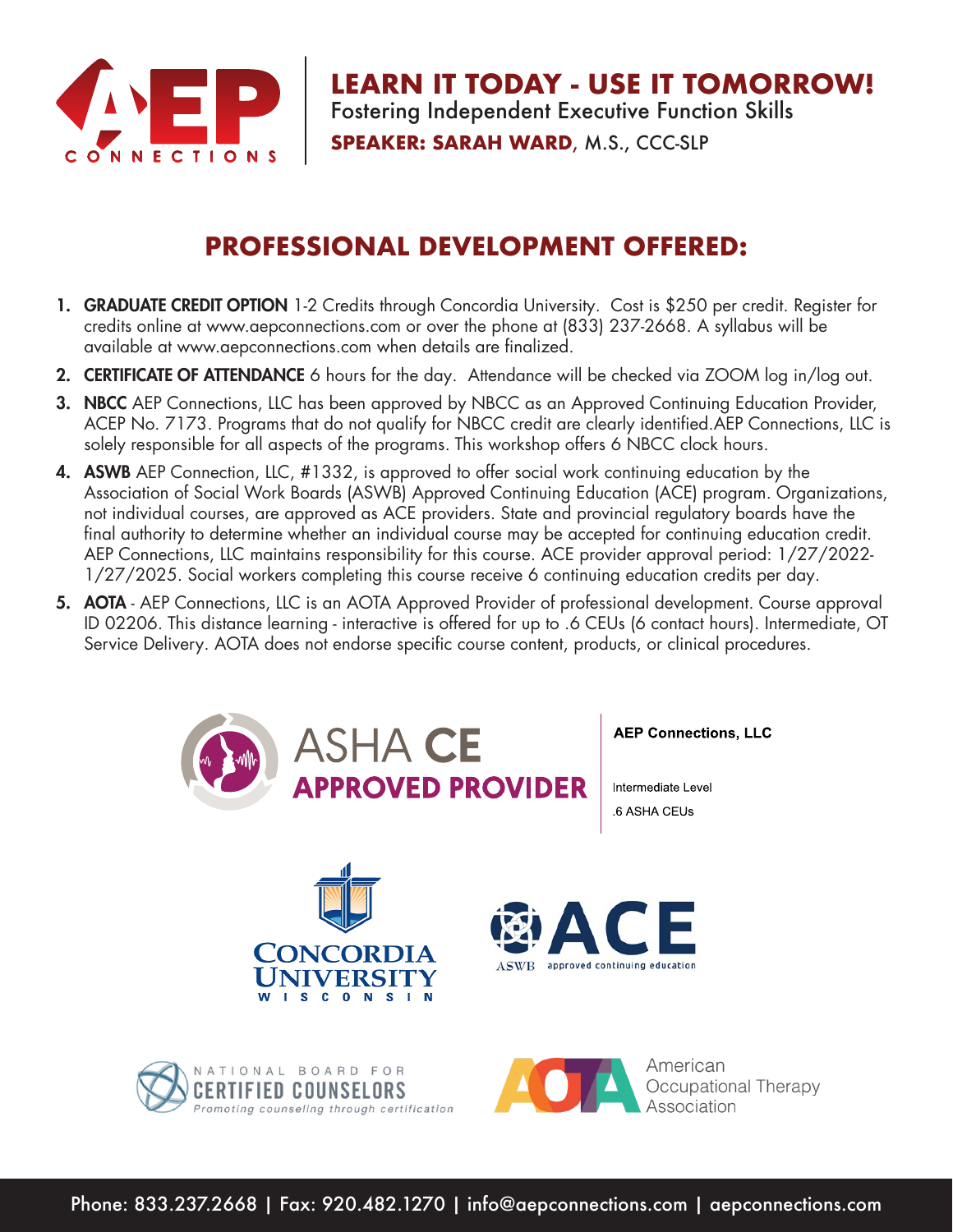# LEARN IT TODAY - USE IT TOMORROW!

Fostering Independent Executive Function Skills

**SPEAKER: SARAH WARD**, M.S., CCC-SLP

## PROFESSIONAL DEVELOPMENT OFFERED:

1. **GRADUATE CREDIT OPTION** 1-2 Credits through Concordia University. Cost is $250 per credit. Register for credits online at www.aepconnections.com or over the phone at (833) 237-2668. A syllabus will be available at www.aepconnections.com when details are finalized.
2. **CERTIFICATE OF ATTENDANCE** 6 hours for the day. Attendance will be checked via ZOOM log in/log out.
3. **NBCC** AEP Connections, LLC has been approved by NBCC as an Approved Continuing Education Provider, ACEP No. 7173. Programs that do not qualify for NBCC credit are clearly identified.AEP Connections, LLC is solely responsible for all aspects of the programs. This workshop offers 6 NBCC clock hours.
4. **ASWB** AEP Connection, LLC, #1332, is approved to offer social work continuing education by the Association of Social Work Boards (ASWB) Approved Continuing Education (ACE) program. Organizations, not individual courses, are approved as ACE providers. State and provincial regulatory boards have the final authority to determine whether an individual course may be accepted for continuing education credit. AEP Connections, LLC maintains responsibility for this course. ACE provider approval period: 1/27/2022-1/27/2025. Social workers completing this course receive 6 continuing education credits per day.
5. **AOTA** - AEP Connections, LLC is an AOTA Approved Provider of professional development. Course approval ID 02206. This distance learning - interactive is offered for up to .6 CEUs (6 contact hours). Intermediate, OT Service Delivery. AOTA does not endorse specific course content, products, or clinical procedures.

ASHA CE APPROVED PROVIDER

**AEP Connections, LLC**

Intermediate Level

.6 ASHA CEUs

Concordia University Wisconsin

ASWB ACE approved continuing education

National Board for Certified Counselors — Promoting counseling through certification

American Occupational Therapy Association

Phone: 833.237.2668 | Fax: 920.482.1270 | info@aepconnections.com | aepconnections.com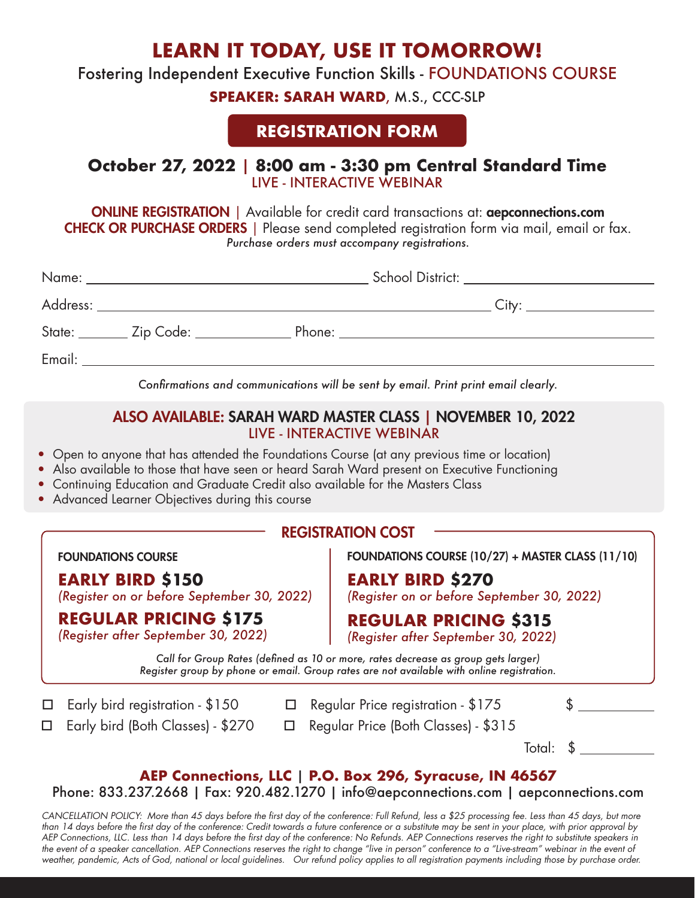# LEARN IT TODAY, USE IT TOMORROW!

Fostering Independent Executive Function Skills - FOUNDATIONS COURSE

**SPEAKER: SARAH WARD**, M.S., CCC-SLP

## REGISTRATION FORM

**October 27, 2022 | 8:00 am - 3:30 pm Central Standard Time**

LIVE - INTERACTIVE WEBINAR

**ONLINE REGISTRATION** | Available for credit card transactions at: **aepconnections.com**

**CHECK OR PURCHASE ORDERS** | Please send completed registration form via mail, email or fax.

*Purchase orders must accompany registrations.*

Name: ______________________ School District: ______________________

Address: ______________________ City: ______________________

State: ________ Zip Code: ______________ Phone: ______________________

Email: ______________________

*Confirmations and communications will be sent by email. Print print email clearly.*

### ALSO AVAILABLE: SARAH WARD MASTER CLASS | NOVEMBER 10, 2022

LIVE - INTERACTIVE WEBINAR

- Open to anyone that has attended the Foundations Course (at any previous time or location)
- Also available to those that have seen or heard Sarah Ward present on Executive Functioning
- Continuing Education and Graduate Credit also available for the Masters Class
- Advanced Learner Objectives during this course

### REGISTRATION COST

**FOUNDATIONS COURSE**

**EARLY BIRD $150**
*(Register on or before September 30, 2022)*

**REGULAR PRICING $175**
*(Register after September 30, 2022)*

**FOUNDATIONS COURSE (10/27) + MASTER CLASS (11/10)**

**EARLY BIRD $270**
*(Register on or before September 30, 2022)*

**REGULAR PRICING $315**
*(Register after September 30, 2022)*

*Call for Group Rates (defined as 10 or more, rates decrease as group gets larger)*
*Register group by phone or email. Group rates are not available with online registration.*

- ☐ Early bird registration - $150
- ☐ Regular Price registration - $175
- ☐ Early bird (Both Classes) - $270
- ☐ Regular Price (Both Classes) - $315

$ __________

Total: $ __________

**AEP Connections, LLC | P.O. Box 296, Syracuse, IN 46567**

Phone: 833.237.2668 | Fax: 920.482.1270 | info@aepconnections.com | aepconnections.com

*CANCELLATION POLICY: More than 45 days before the first day of the conference: Full Refund, less a $25 processing fee. Less than 45 days, but more than 14 days before the first day of the conference: Credit towards a future conference or a substitute may be sent in your place, with prior approval by AEP Connections, LLC. Less than 14 days before the first day of the conference: No Refunds. AEP Connections reserves the right to substitute speakers in the event of a speaker cancellation. AEP Connections reserves the right to change "live in person" conference to a "Live-stream" webinar in the event of weather, pandemic, Acts of God, national or local guidelines. Our refund policy applies to all registration payments including those by purchase order.*